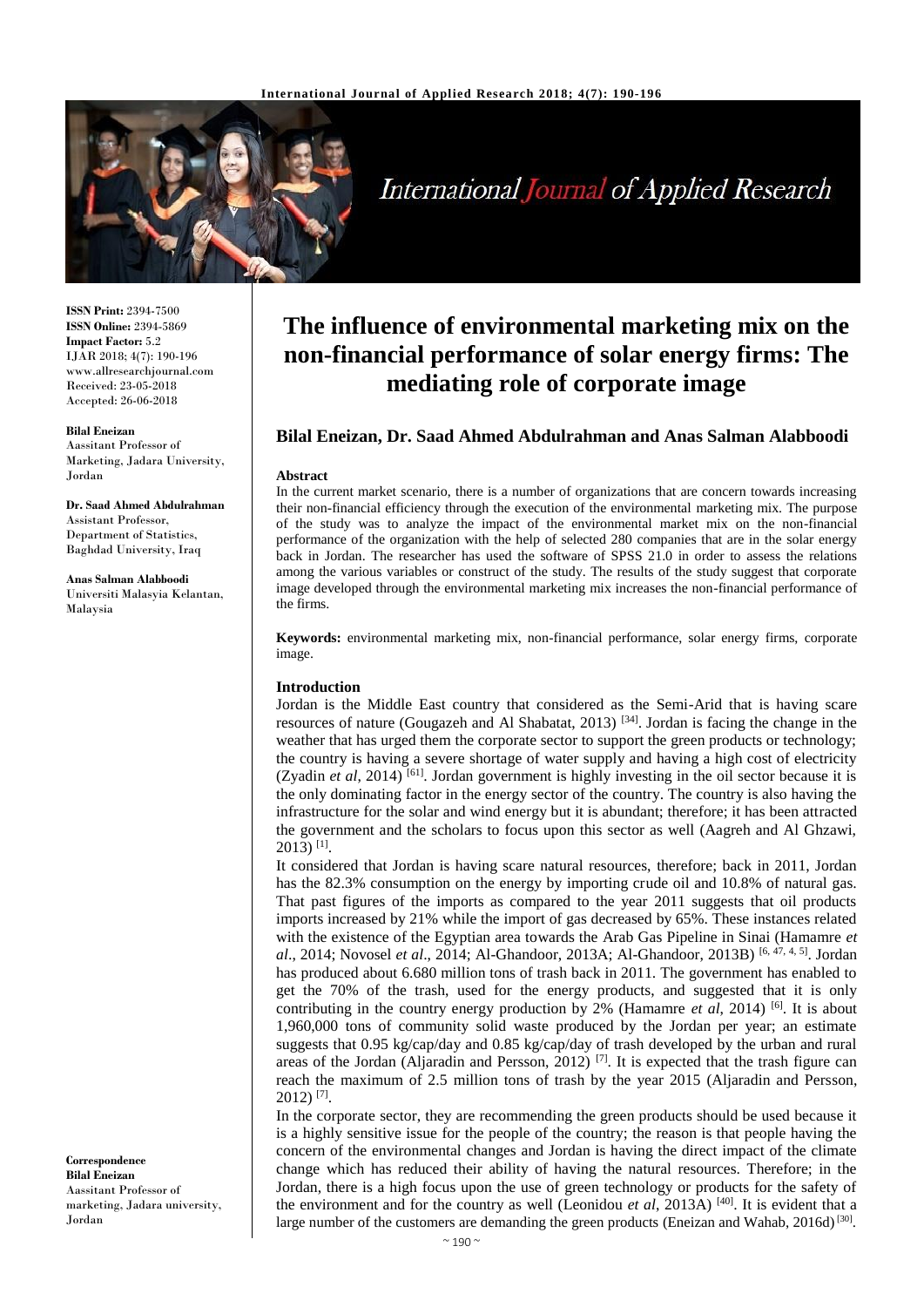**ISSN Print:** 2394-7500
**ISSN Online:** 2394-5869
**Impact Factor:** 5.2
IJAR 2018; 4(7): 190-196
www.allresearchjournal.com
Received: 23-05-2018
Accepted: 26-06-2018

**Bilal Eneizan**
Aassitant Professor of Marketing, Jadara University, Jordan

**Dr. Saad Ahmed Abdulrahman**
Assistant Professor, Department of Statistics, Baghdad University, Iraq

**Anas Salman Alabboodi**
Universiti Malasyia Kelantan, Malaysia

**Correspondence**
**Bilal Eneizan**
Aassitant Professor of marketing, Jadara university, Jordan

# The influence of environmental marketing mix on the non-financial performance of solar energy firms: The mediating role of corporate image

**Bilal Eneizan, Dr. Saad Ahmed Abdulrahman and Anas Salman Alabboodi**

**Abstract**

In the current market scenario, there is a number of organizations that are concern towards increasing their non-financial efficiency through the execution of the environmental marketing mix. The purpose of the study was to analyze the impact of the environmental market mix on the non-financial performance of the organization with the help of selected 280 companies that are in the solar energy back in Jordan. The researcher has used the software of SPSS 21.0 in order to assess the relations among the various variables or construct of the study. The results of the study suggest that corporate image developed through the environmental marketing mix increases the non-financial performance of the firms.

**Keywords:** environmental marketing mix, non-financial performance, solar energy firms, corporate image.

## Introduction

Jordan is the Middle East country that considered as the Semi-Arid that is having scare resources of nature (Gougazeh and Al Shabatat, 2013) [34]. Jordan is facing the change in the weather that has urged them the corporate sector to support the green products or technology; the country is having a severe shortage of water supply and having a high cost of electricity (Zyadin *et al*, 2014) [61]. Jordan government is highly investing in the oil sector because it is the only dominating factor in the energy sector of the country. The country is also having the infrastructure for the solar and wind energy but it is abundant; therefore; it has been attracted the government and the scholars to focus upon this sector as well (Aagreh and Al Ghzawi, 2013) [1].

It considered that Jordan is having scare natural resources, therefore; back in 2011, Jordan has the 82.3% consumption on the energy by importing crude oil and 10.8% of natural gas. That past figures of the imports as compared to the year 2011 suggests that oil products imports increased by 21% while the import of gas decreased by 65%. These instances related with the existence of the Egyptian area towards the Arab Gas Pipeline in Sinai (Hamamre *et al*., 2014; Novosel *et al*., 2014; Al-Ghandoor, 2013A; Al-Ghandoor, 2013B) [6, 47, 4, 5]. Jordan has produced about 6.680 million tons of trash back in 2011. The government has enabled to get the 70% of the trash, used for the energy products, and suggested that it is only contributing in the country energy production by 2% (Hamamre *et al*, 2014) [6]. It is about 1,960,000 tons of community solid waste produced by the Jordan per year; an estimate suggests that 0.95 kg/cap/day and 0.85 kg/cap/day of trash developed by the urban and rural areas of the Jordan (Aljaradin and Persson, 2012) [7]. It is expected that the trash figure can reach the maximum of 2.5 million tons of trash by the year 2015 (Aljaradin and Persson, 2012) [7].

In the corporate sector, they are recommending the green products should be used because it is a highly sensitive issue for the people of the country; the reason is that people having the concern of the environmental changes and Jordan is having the direct impact of the climate change which has reduced their ability of having the natural resources. Therefore; in the Jordan, there is a high focus upon the use of green technology or products for the safety of the environment and for the country as well (Leonidou *et al*, 2013A) [40]. It is evident that a large number of the customers are demanding the green products (Eneizan and Wahab, 2016d) [30].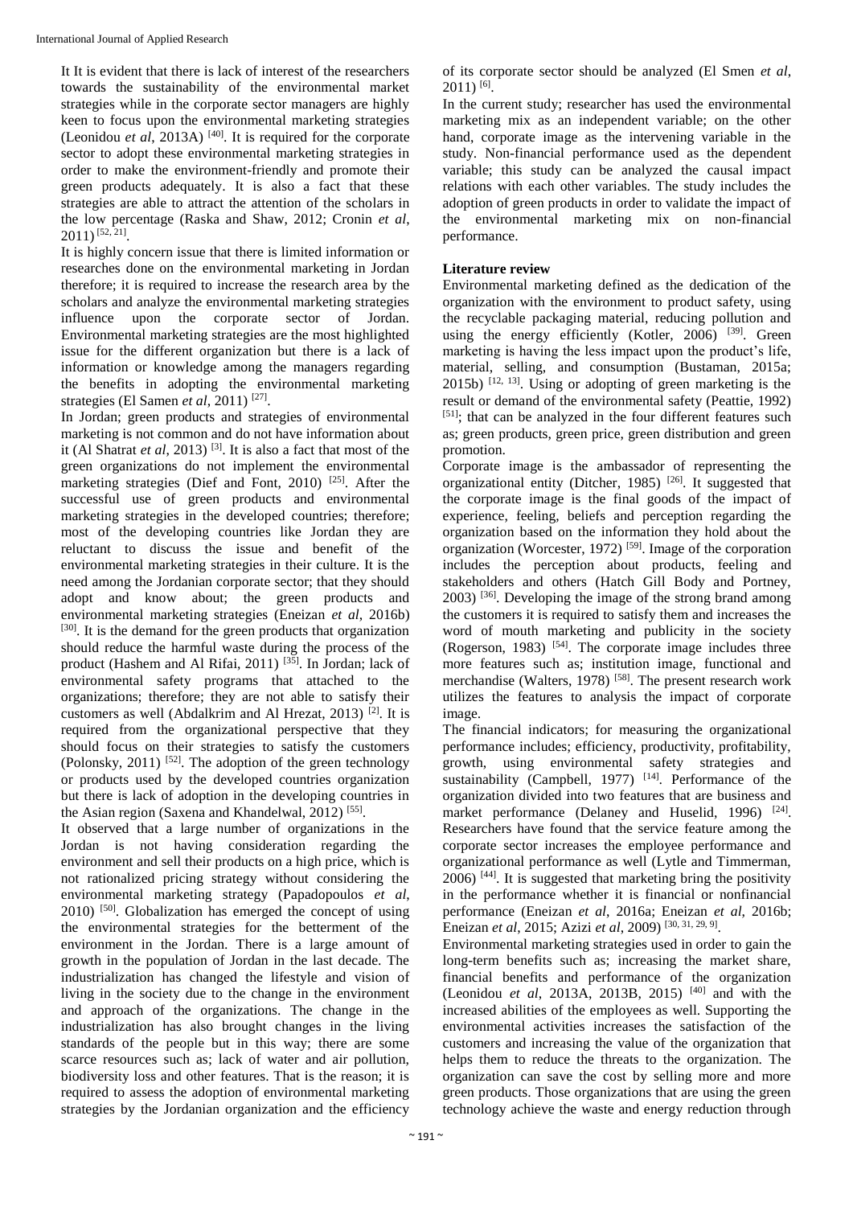It It is evident that there is lack of interest of the researchers towards the sustainability of the environmental market strategies while in the corporate sector managers are highly keen to focus upon the environmental marketing strategies (Leonidou *et al*, 2013A) [40]. It is required for the corporate sector to adopt these environmental marketing strategies in order to make the environment-friendly and promote their green products adequately. It is also a fact that these strategies are able to attract the attention of the scholars in the low percentage (Raska and Shaw, 2012; Cronin *et al*, 2011) [52, 21].

It is highly concern issue that there is limited information or researches done on the environmental marketing in Jordan therefore; it is required to increase the research area by the scholars and analyze the environmental marketing strategies influence upon the corporate sector of Jordan. Environmental marketing strategies are the most highlighted issue for the different organization but there is a lack of information or knowledge among the managers regarding the benefits in adopting the environmental marketing strategies (El Samen *et al*, 2011) [27].

In Jordan; green products and strategies of environmental marketing is not common and do not have information about it (Al Shatrat *et al*, 2013) [3]. It is also a fact that most of the green organizations do not implement the environmental marketing strategies (Dief and Font, 2010) [25]. After the successful use of green products and environmental marketing strategies in the developed countries; therefore; most of the developing countries like Jordan they are reluctant to discuss the issue and benefit of the environmental marketing strategies in their culture. It is the need among the Jordanian corporate sector; that they should adopt and know about; the green products and environmental marketing strategies (Eneizan *et al*, 2016b) [30]. It is the demand for the green products that organization should reduce the harmful waste during the process of the product (Hashem and Al Rifai, 2011) [35]. In Jordan; lack of environmental safety programs that attached to the organizations; therefore; they are not able to satisfy their customers as well (Abdalkrim and Al Hrezat, 2013) [2]. It is required from the organizational perspective that they should focus on their strategies to satisfy the customers (Polonsky, 2011) [52]. The adoption of the green technology or products used by the developed countries organization but there is lack of adoption in the developing countries in the Asian region (Saxena and Khandelwal, 2012) [55].

It observed that a large number of organizations in the Jordan is not having consideration regarding the environment and sell their products on a high price, which is not rationalized pricing strategy without considering the environmental marketing strategy (Papadopoulos *et al*, 2010) [50]. Globalization has emerged the concept of using the environmental strategies for the betterment of the environment in the Jordan. There is a large amount of growth in the population of Jordan in the last decade. The industrialization has changed the lifestyle and vision of living in the society due to the change in the environment and approach of the organizations. The change in the industrialization has also brought changes in the living standards of the people but in this way; there are some scarce resources such as; lack of water and air pollution, biodiversity loss and other features. That is the reason; it is required to assess the adoption of environmental marketing strategies by the Jordanian organization and the efficiency of its corporate sector should be analyzed (El Smen *et al*, 2011) [6].

In the current study; researcher has used the environmental marketing mix as an independent variable; on the other hand, corporate image as the intervening variable in the study. Non-financial performance used as the dependent variable; this study can be analyzed the causal impact relations with each other variables. The study includes the adoption of green products in order to validate the impact of the environmental marketing mix on non-financial performance.

## Literature review

Environmental marketing defined as the dedication of the organization with the environment to product safety, using the recyclable packaging material, reducing pollution and using the energy efficiently (Kotler, 2006) [39]. Green marketing is having the less impact upon the product's life, material, selling, and consumption (Bustaman, 2015a; 2015b) [12, 13]. Using or adopting of green marketing is the result or demand of the environmental safety (Peattie, 1992) [51]; that can be analyzed in the four different features such as; green products, green price, green distribution and green promotion.

Corporate image is the ambassador of representing the organizational entity (Ditcher, 1985) [26]. It suggested that the corporate image is the final goods of the impact of experience, feeling, beliefs and perception regarding the organization based on the information they hold about the organization (Worcester, 1972) [59]. Image of the corporation includes the perception about products, feeling and stakeholders and others (Hatch Gill Body and Portney, 2003) [36]. Developing the image of the strong brand among the customers it is required to satisfy them and increases the word of mouth marketing and publicity in the society (Rogerson, 1983) [54]. The corporate image includes three more features such as; institution image, functional and merchandise (Walters, 1978) [58]. The present research work utilizes the features to analysis the impact of corporate image.

The financial indicators; for measuring the organizational performance includes; efficiency, productivity, profitability, growth, using environmental safety strategies and sustainability (Campbell, 1977) [14]. Performance of the organization divided into two features that are business and market performance (Delaney and Huselid, 1996) [24]. Researchers have found that the service feature among the corporate sector increases the employee performance and organizational performance as well (Lytle and Timmerman, 2006) [44]. It is suggested that marketing bring the positivity in the performance whether it is financial or nonfinancial performance (Eneizan *et al*, 2016a; Eneizan *et al*, 2016b; Eneizan *et al*, 2015; Azizi *et al*, 2009) [30, 31, 29, 9].

Environmental marketing strategies used in order to gain the long-term benefits such as; increasing the market share, financial benefits and performance of the organization (Leonidou *et al*, 2013A, 2013B, 2015) [40] and with the increased abilities of the employees as well. Supporting the environmental activities increases the satisfaction of the customers and increasing the value of the organization that helps them to reduce the threats to the organization. The organization can save the cost by selling more and more green products. Those organizations that are using the green technology achieve the waste and energy reduction through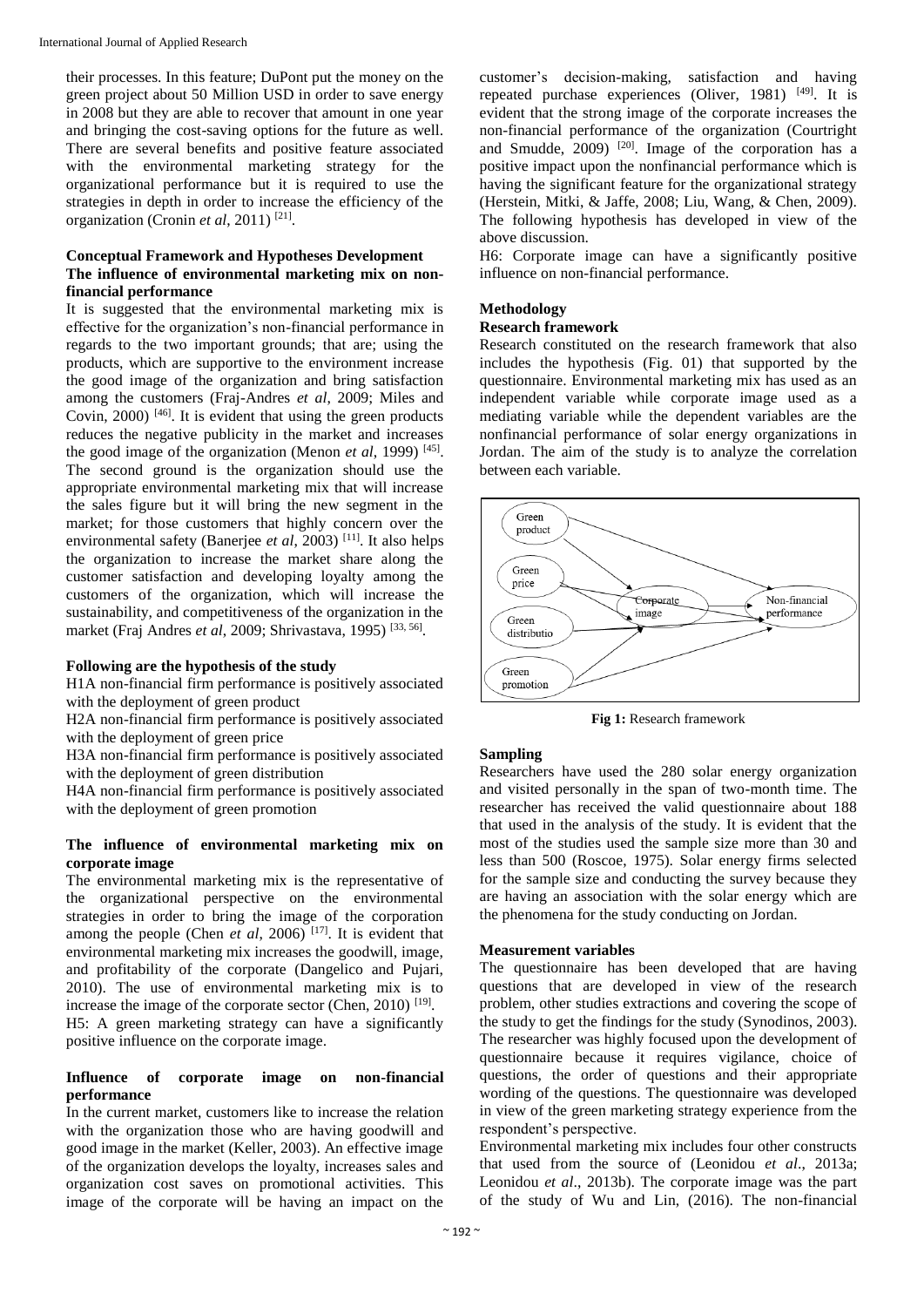their processes. In this feature; DuPont put the money on the green project about 50 Million USD in order to save energy in 2008 but they are able to recover that amount in one year and bringing the cost-saving options for the future as well. There are several benefits and positive feature associated with the environmental marketing strategy for the organizational performance but it is required to use the strategies in depth in order to increase the efficiency of the organization (Cronin *et al*, 2011) [21].

## Conceptual Framework and Hypotheses Development

### The influence of environmental marketing mix on non-financial performance

It is suggested that the environmental marketing mix is effective for the organization's non-financial performance in regards to the two important grounds; that are; using the products, which are supportive to the environment increase the good image of the organization and bring satisfaction among the customers (Fraj-Andres *et al*, 2009; Miles and Covin, 2000) [46]. It is evident that using the green products reduces the negative publicity in the market and increases the good image of the organization (Menon *et al*, 1999) [45]. The second ground is the organization should use the appropriate environmental marketing mix that will increase the sales figure but it will bring the new segment in the market; for those customers that highly concern over the environmental safety (Banerjee *et al*, 2003) [11]. It also helps the organization to increase the market share along the customer satisfaction and developing loyalty among the customers of the organization, which will increase the sustainability, and competitiveness of the organization in the market (Fraj Andres *et al*, 2009; Shrivastava, 1995) [33, 56].

### Following are the hypothesis of the study

H1A non-financial firm performance is positively associated with the deployment of green product

H2A non-financial firm performance is positively associated with the deployment of green price

H3A non-financial firm performance is positively associated with the deployment of green distribution

H4A non-financial firm performance is positively associated with the deployment of green promotion

### The influence of environmental marketing mix on corporate image

The environmental marketing mix is the representative of the organizational perspective on the environmental strategies in order to bring the image of the corporation among the people (Chen *et al*, 2006) [17]. It is evident that environmental marketing mix increases the goodwill, image, and profitability of the corporate (Dangelico and Pujari, 2010). The use of environmental marketing mix is to increase the image of the corporate sector (Chen, 2010) [19].

H5: A green marketing strategy can have a significantly positive influence on the corporate image.

### Influence of corporate image on non-financial performance

In the current market, customers like to increase the relation with the organization those who are having goodwill and good image in the market (Keller, 2003). An effective image of the organization develops the loyalty, increases sales and organization cost saves on promotional activities. This image of the corporate will be having an impact on the customer's decision-making, satisfaction and having repeated purchase experiences (Oliver, 1981) [49]. It is evident that the strong image of the corporate increases the non-financial performance of the organization (Courtright and Smudde, 2009) [20]. Image of the corporation has a positive impact upon the nonfinancial performance which is having the significant feature for the organizational strategy (Herstein, Mitki, & Jaffe, 2008; Liu, Wang, & Chen, 2009). The following hypothesis has developed in view of the above discussion.

H6: Corporate image can have a significantly positive influence on non-financial performance.

## Methodology

### Research framework

Research constituted on the research framework that also includes the hypothesis (Fig. 01) that supported by the questionnaire. Environmental marketing mix has used as an independent variable while corporate image used as a mediating variable while the dependent variables are the nonfinancial performance of solar energy organizations in Jordan. The aim of the study is to analyze the correlation between each variable.

**Fig 1:** Research framework

### Sampling

Researchers have used the 280 solar energy organization and visited personally in the span of two-month time. The researcher has received the valid questionnaire about 188 that used in the analysis of the study. It is evident that the most of the studies used the sample size more than 30 and less than 500 (Roscoe, 1975). Solar energy firms selected for the sample size and conducting the survey because they are having an association with the solar energy which are the phenomena for the study conducting on Jordan.

### Measurement variables

The questionnaire has been developed that are having questions that are developed in view of the research problem, other studies extractions and covering the scope of the study to get the findings for the study (Synodinos, 2003). The researcher was highly focused upon the development of questionnaire because it requires vigilance, choice of questions, the order of questions and their appropriate wording of the questions. The questionnaire was developed in view of the green marketing strategy experience from the respondent's perspective.

Environmental marketing mix includes four other constructs that used from the source of (Leonidou *et al*., 2013a; Leonidou *et al*., 2013b). The corporate image was the part of the study of Wu and Lin, (2016). The non-financial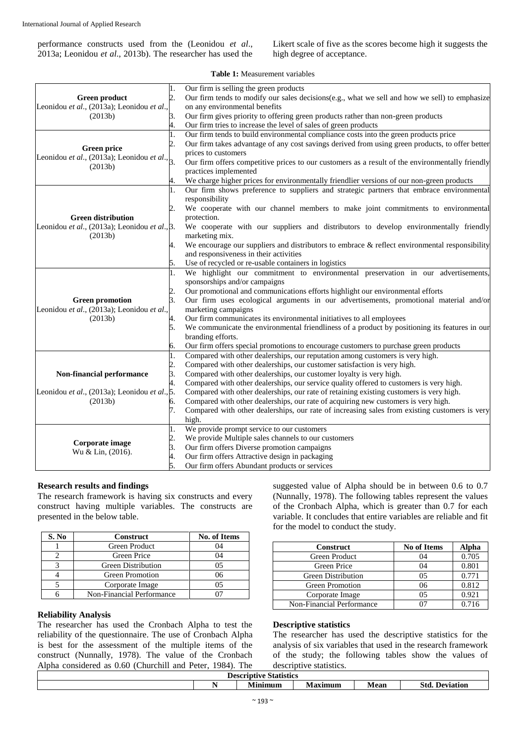performance constructs used from the (Leonidou *et al*., 2013a; Leonidou *et al*., 2013b). The researcher has used the Likert scale of five as the scores become high it suggests the high degree of acceptance.

**Table 1:** Measurement variables

| | |
|---|---|
| **Green product** Leonidou *et al*., (2013a); Leonidou *et al*., (2013b) | 1. Our firm is selling the green products<br>2. Our firm tends to modify our sales decisions(e.g., what we sell and how we sell) to emphasize on any environmental benefits<br>3. Our firm gives priority to offering green products rather than non-green products<br>4. Our firm tries to increase the level of sales of green products |
| **Green price** Leonidou *et al*., (2013a); Leonidou *et al*., (2013b) | 1. Our firm tends to build environmental compliance costs into the green products price<br>2. Our firm takes advantage of any cost savings derived from using green products, to offer better prices to customers<br>3. Our firm offers competitive prices to our customers as a result of the environmentally friendly practices implemented<br>4. We charge higher prices for environmentally friendlier versions of our non-green products |
| **Green distribution** Leonidou *et al*., (2013a); Leonidou *et al*., (2013b) | 1. Our firm shows preference to suppliers and strategic partners that embrace environmental responsibility<br>2. We cooperate with our channel members to make joint commitments to environmental protection.<br>3. We cooperate with our suppliers and distributors to develop environmentally friendly marketing mix.<br>4. We encourage our suppliers and distributors to embrace & reflect environmental responsibility and responsiveness in their activities<br>5. Use of recycled or re-usable containers in logistics |
| **Green promotion** Leonidou *et al*., (2013a); Leonidou *et al*., (2013b) | 1. We highlight our commitment to environmental preservation in our advertisements, sponsorships and/or campaigns<br>2. Our promotional and communications efforts highlight our environmental efforts<br>3. Our firm uses ecological arguments in our advertisements, promotional material and/or marketing campaigns<br>4. Our firm communicates its environmental initiatives to all employees<br>5. We communicate the environmental friendliness of a product by positioning its features in our branding efforts.<br>6. Our firm offers special promotions to encourage customers to purchase green products |
| **Non-financial performance** Leonidou *et al*., (2013a); Leonidou *et al*., (2013b) | 1. Compared with other dealerships, our reputation among customers is very high.<br>2. Compared with other dealerships, our customer satisfaction is very high.<br>3. Compared with other dealerships, our customer loyalty is very high.<br>4. Compared with other dealerships, our service quality offered to customers is very high.<br>5. Compared with other dealerships, our rate of retaining existing customers is very high.<br>6. Compared with other dealerships, our rate of acquiring new customers is very high.<br>7. Compared with other dealerships, our rate of increasing sales from existing customers is very high. |
| **Corporate image** Wu & Lin, (2016). | 1. We provide prompt service to our customers<br>2. We provide Multiple sales channels to our customers<br>3. Our firm offers Diverse promotion campaigns<br>4. Our firm offers Attractive design in packaging<br>5. Our firm offers Abundant products or services |

### Research results and findings

The research framework is having six constructs and every construct having multiple variables. The constructs are presented in the below table.

| S. No | Construct | No. of Items |
|---|---|---|
| 1 | Green Product | 04 |
| 2 | Green Price | 04 |
| 3 | Green Distribution | 05 |
| 4 | Green Promotion | 06 |
| 5 | Corporate Image | 05 |
| 6 | Non-Financial Performance | 07 |

### Reliability Analysis

The researcher has used the Cronbach Alpha to test the reliability of the questionnaire. The use of Cronbach Alpha is best for the assessment of the multiple items of the construct (Nunnally, 1978). The value of the Cronbach Alpha considered as 0.60 (Churchill and Peter, 1984). The suggested value of Alpha should be in between 0.6 to 0.7 (Nunnally, 1978). The following tables represent the values of the Cronbach Alpha, which is greater than 0.7 for each variable. It concludes that entire variables are reliable and fit for the model to conduct the study.

| Construct | No of Items | Alpha |
|---|---|---|
| Green Product | 04 | 0.705 |
| Green Price | 04 | 0.801 |
| Green Distribution | 05 | 0.771 |
| Green Promotion | 06 | 0.812 |
| Corporate Image | 05 | 0.921 |
| Non-Financial Performance | 07 | 0.716 |

### Descriptive statistics

The researcher has used the descriptive statistics for the analysis of six variables that used in the research framework of the study; the following tables show the values of descriptive statistics.

| Descriptive Statistics | | | | | |
|---|---|---|---|---|---|
| | N | Minimum | Maximum | Mean | Std. Deviation |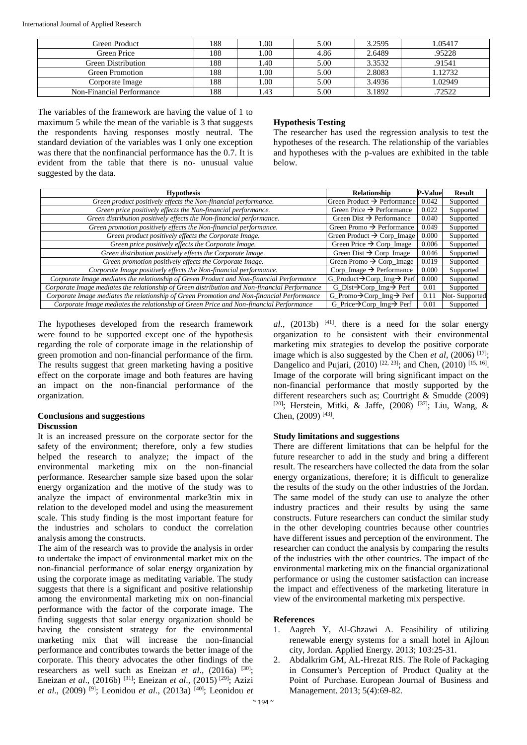| Green Product | 188 | 1.00 | 5.00 | 3.2595 | 1.05417 |
|---|---|---|---|---|---|
| Green Price | 188 | 1.00 | 4.86 | 2.6489 | .95228 |
| Green Distribution | 188 | 1.40 | 5.00 | 3.3532 | .91541 |
| Green Promotion | 188 | 1.00 | 5.00 | 2.8083 | 1.12732 |
| Corporate Image | 188 | 1.00 | 5.00 | 3.4936 | 1.02949 |
| Non-Financial Performance | 188 | 1.43 | 5.00 | 3.1892 | .72522 |

The variables of the framework are having the value of 1 to maximum 5 while the mean of the variable is 3 that suggests the respondents having responses mostly neutral. The standard deviation of the variables was 1 only one exception was there that the nonfinancial performance has the 0.7. It is evident from the table that there is no- unusual value suggested by the data.

### Hypothesis Testing

The researcher has used the regression analysis to test the hypotheses of the research. The relationship of the variables and hypotheses with the p-values are exhibited in the table below.

| Hypothesis | Relationship | P-Value | Result |
|---|---|---|---|
| *Green product positively effects the Non-financial performance.* | Green Product → Performance | 0.042 | Supported |
| *Green price positively effects the Non-financial performance.* | Green Price → Performance | 0.022 | Supported |
| *Green distribution positively effects the Non-financial performance.* | Green Dist → Performance | 0.040 | Supported |
| *Green promotion positively effects the Non-financial performance.* | Green Promo → Performance | 0.049 | Supported |
| *Green product positively effects the Corporate Image.* | Green Product → Corp_Image | 0.000 | Supported |
| *Green price positively effects the Corporate Image.* | Green Price → Corp_Image | 0.006 | Supported |
| *Green distribution positively effects the Corporate Image.* | Green Dist → Corp_Image | 0.046 | Supported |
| *Green promotion positively effects the Corporate Image.* | Green Promo → Corp_Image | 0.019 | Supported |
| *Corporate Image positively effects the Non-financial performance.* | Corp_Image → Performance | 0.000 | Supported |
| *Corporate Image mediates the relationship of Green Product and Non-financial Performance* | G_Product→Corp_Img→ Perf | 0.000 | Supported |
| *Corporate Image mediates the relationship of Green distribution and Non-financial Performance* | G_Dist→Corp_Img→ Perf | 0.01 | Supported |
| *Corporate Image mediates the relationship of Green Promotion and Non-financial Performance* | G_Promo→Corp_Img→ Perf | 0.11 | Not- Supported |
| *Corporate Image mediates the relationship of Green Price and Non-financial Performance* | G_Price→Corp_Img→ Perf | 0.01 | Supported |

The hypotheses developed from the research framework were found to be supported except one of the hypothesis regarding the role of corporate image in the relationship of green promotion and non-financial performance of the firm. The results suggest that green marketing having a positive effect on the corporate image and both features are having an impact on the non-financial performance of the organization.

## Conclusions and suggestions

### Discussion

It is an increased pressure on the corporate sector for the safety of the environment; therefore, only a few studies helped the research to analyze; the impact of the environmental marketing mix on the non-financial performance. Researcher sample size based upon the solar energy organization and the motive of the study was to analyze the impact of environmental marke3tin mix in relation to the developed model and using the measurement scale. This study finding is the most important feature for the industries and scholars to conduct the correlation analysis among the constructs.

The aim of the research was to provide the analysis in order to undertake the impact of environmental market mix on the non-financial performance of solar energy organization by using the corporate image as meditating variable. The study suggests that there is a significant and positive relationship among the environmental marketing mix on non-financial performance with the factor of the corporate image. The finding suggests that solar energy organization should be having the consistent strategy for the environmental marketing mix that will increase the non-financial performance and contributes towards the better image of the corporate. This theory advocates the other findings of the researchers as well such as Eneizan *et al*., (2016a) [30]; Eneizan *et al*., (2016b) [31]; Eneizan *et al*., (2015) [29]; Azizi *et al*., (2009) [9]; Leonidou *et al*., (2013a) [40]; Leonidou *et al*., (2013b) [41]. there is a need for the solar energy organization to be consistent with their environmental marketing mix strategies to develop the positive corporate image which is also suggested by the Chen *et al*, (2006) [17]; Dangelico and Pujari, (2010) [22, 23]; and Chen, (2010) [15, 16]. Image of the corporate will bring significant impact on the non-financial performance that mostly supported by the different researchers such as; Courtright & Smudde (2009) [20]; Herstein, Mitki, & Jaffe, (2008) [37]; Liu, Wang, & Chen, (2009) [43].

### Study limitations and suggestions

There are different limitations that can be helpful for the future researcher to add in the study and bring a different result. The researchers have collected the data from the solar energy organizations, therefore; it is difficult to generalize the results of the study on the other industries of the Jordan. The same model of the study can use to analyze the other industry practices and their results by using the same constructs. Future researchers can conduct the similar study in the other developing countries because other countries have different issues and perception of the environment. The researcher can conduct the analysis by comparing the results of the industries with the other countries. The impact of the environmental marketing mix on the financial organizational performance or using the customer satisfaction can increase the impact and effectiveness of the marketing literature in view of the environmental marketing mix perspective.

### References

1. Aagreh Y, Al-Ghzawi A. Feasibility of utilizing renewable energy systems for a small hotel in Ajloun city, Jordan. Applied Energy. 2013; 103:25-31.
2. Abdalkrim GM, AL-Hrezat RIS. The Role of Packaging in Consumer's Perception of Product Quality at the Point of Purchase. European Journal of Business and Management. 2013; 5(4):69-82.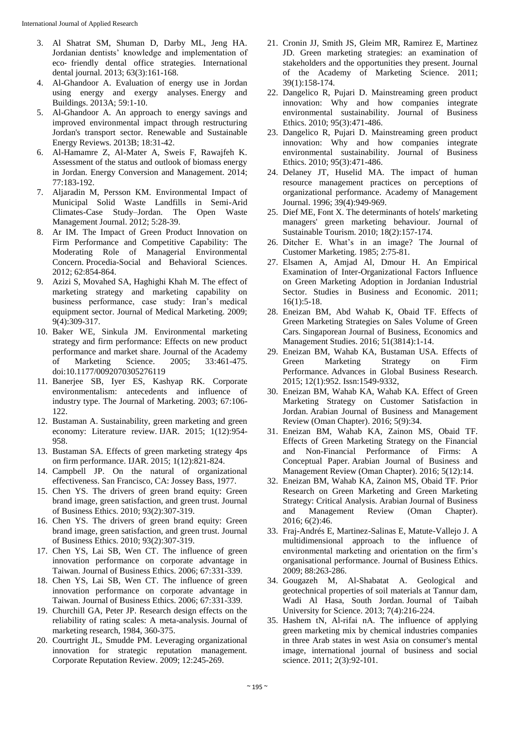3. Al Shatrat SM, Shuman D, Darby ML, Jeng HA. Jordanian dentists' knowledge and implementation of eco- friendly dental office strategies. International dental journal. 2013; 63(3):161-168.
4. Al-Ghandoor A. Evaluation of energy use in Jordan using energy and exergy analyses. Energy and Buildings. 2013A; 59:1-10.
5. Al-Ghandoor A. An approach to energy savings and improved environmental impact through restructuring Jordan's transport sector. Renewable and Sustainable Energy Reviews. 2013B; 18:31-42.
6. Al-Hamamre Z, Al-Mater A, Sweis F, Rawajfeh K. Assessment of the status and outlook of biomass energy in Jordan. Energy Conversion and Management. 2014; 77:183-192.
7. Aljaradin M, Persson KM. Environmental Impact of Municipal Solid Waste Landfills in Semi-Arid Climates-Case Study–Jordan. The Open Waste Management Journal. 2012; 5:28-39.
8. Ar IM. The Impact of Green Product Innovation on Firm Performance and Competitive Capability: The Moderating Role of Managerial Environmental Concern. Procedia-Social and Behavioral Sciences. 2012; 62:854-864.
9. Azizi S, Movahed SA, Haghighi Khah M. The effect of marketing strategy and marketing capability on business performance, case study: Iran's medical equipment sector. Journal of Medical Marketing. 2009; 9(4):309-317.
10. Baker WE, Sinkula JM. Environmental marketing strategy and firm performance: Effects on new product performance and market share. Journal of the Academy of Marketing Science. 2005; 33:461-475. doi:10.1177/0092070305276119
11. Banerjee SB, Iyer ES, Kashyap RK. Corporate environmentalism: antecedents and influence of industry type. The Journal of Marketing. 2003; 67:106-122.
12. Bustaman A. Sustainability, green marketing and green economy: Literature review. IJAR. 2015; 1(12):954-958.
13. Bustaman SA. Effects of green marketing strategy 4ps on firm performance. IJAR. 2015; 1(12):821-824.
14. Campbell JP. On the natural of organizational effectiveness. San Francisco, CA: Jossey Bass, 1977.
15. Chen YS. The drivers of green brand equity: Green brand image, green satisfaction, and green trust. Journal of Business Ethics. 2010; 93(2):307-319.
16. Chen YS. The drivers of green brand equity: Green brand image, green satisfaction, and green trust. Journal of Business Ethics. 2010; 93(2):307-319.
17. Chen YS, Lai SB, Wen CT. The influence of green innovation performance on corporate advantage in Taiwan. Journal of Business Ethics. 2006; 67:331-339.
18. Chen YS, Lai SB, Wen CT. The influence of green innovation performance on corporate advantage in Taiwan. Journal of Business Ethics. 2006; 67:331-339.
19. Churchill GA, Peter JP. Research design effects on the reliability of rating scales: A meta-analysis. Journal of marketing research, 1984, 360-375.
20. Courtright JL, Smudde PM. Leveraging organizational innovation for strategic reputation management. Corporate Reputation Review. 2009; 12:245-269.
21. Cronin JJ, Smith JS, Gleim MR, Ramirez E, Martinez JD. Green marketing strategies: an examination of stakeholders and the opportunities they present. Journal of the Academy of Marketing Science. 2011; 39(1):158-174.
22. Dangelico R, Pujari D. Mainstreaming green product innovation: Why and how companies integrate environmental sustainability. Journal of Business Ethics. 2010; 95(3):471-486.
23. Dangelico R, Pujari D. Mainstreaming green product innovation: Why and how companies integrate environmental sustainability. Journal of Business Ethics. 2010; 95(3):471-486.
24. Delaney JT, Huselid MA. The impact of human resource management practices on perceptions of organizational performance. Academy of Management Journal. 1996; 39(4):949-969.
25. Dief ME, Font X. The determinants of hotels' marketing managers' green marketing behaviour. Journal of Sustainable Tourism. 2010; 18(2):157-174.
26. Ditcher E. What's in an image? The Journal of Customer Marketing. 1985; 2:75-81.
27. Elsamen A, Amjad Al, Dmour H. An Empirical Examination of Inter-Organizational Factors Influence on Green Marketing Adoption in Jordanian Industrial Sector. Studies in Business and Economic. 2011; 16(1):5-18.
28. Eneizan BM, Abd Wahab K, Obaid TF. Effects of Green Marketing Strategies on Sales Volume of Green Cars. Singaporean Journal of Business, Economics and Management Studies. 2016; 51(3814):1-14.
29. Eneizan BM, Wahab KA, Bustaman USA. Effects of Green Marketing Strategy on Firm Performance. Advances in Global Business Research. 2015; 12(1):952. Issn:1549-9332,
30. Eneizan BM, Wahab KA, Wahab KA. Effect of Green Marketing Strategy on Customer Satisfaction in Jordan. Arabian Journal of Business and Management Review (Oman Chapter). 2016; 5(9):34.
31. Eneizan BM, Wahab KA, Zainon MS, Obaid TF. Effects of Green Marketing Strategy on the Financial and Non-Financial Performance of Firms: A Conceptual Paper. Arabian Journal of Business and Management Review (Oman Chapter). 2016; 5(12):14.
32. Eneizan BM, Wahab KA, Zainon MS, Obaid TF. Prior Research on Green Marketing and Green Marketing Strategy: Critical Analysis. Arabian Journal of Business and Management Review (Oman Chapter). 2016; 6(2):46.
33. Fraj-Andrés E, Martinez-Salinas E, Matute-Vallejo J. A multidimensional approach to the influence of environmental marketing and orientation on the firm's organisational performance. Journal of Business Ethics. 2009; 88:263-286.
34. Gougazeh M, Al-Shabatat A. Geological and geotechnical properties of soil materials at Tannur dam, Wadi Al Hasa, South Jordan. Journal of Taibah University for Science. 2013; 7(4):216-224.
35. Hashem tN, Al-rifai nA. The influence of applying green marketing mix by chemical industries companies in three Arab states in west Asia on consumer's mental image, international journal of business and social science. 2011; 2(3):92-101.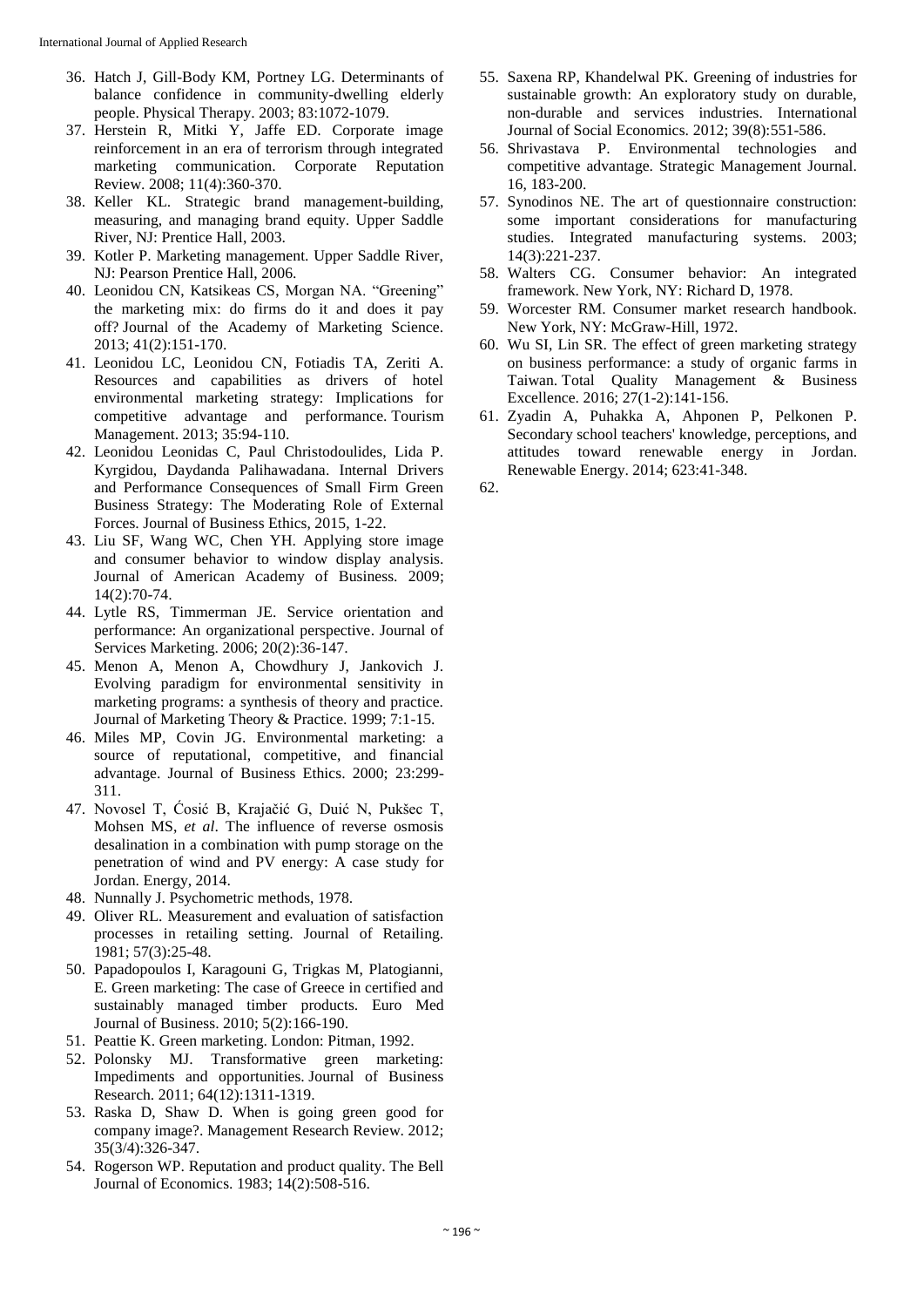36. Hatch J, Gill-Body KM, Portney LG. Determinants of balance confidence in community-dwelling elderly people. Physical Therapy. 2003; 83:1072-1079.
37. Herstein R, Mitki Y, Jaffe ED. Corporate image reinforcement in an era of terrorism through integrated marketing communication. Corporate Reputation Review. 2008; 11(4):360-370.
38. Keller KL. Strategic brand management-building, measuring, and managing brand equity. Upper Saddle River, NJ: Prentice Hall, 2003.
39. Kotler P. Marketing management. Upper Saddle River, NJ: Pearson Prentice Hall, 2006.
40. Leonidou CN, Katsikeas CS, Morgan NA. "Greening" the marketing mix: do firms do it and does it pay off? Journal of the Academy of Marketing Science. 2013; 41(2):151-170.
41. Leonidou LC, Leonidou CN, Fotiadis TA, Zeriti A. Resources and capabilities as drivers of hotel environmental marketing strategy: Implications for competitive advantage and performance. Tourism Management. 2013; 35:94-110.
42. Leonidou Leonidas C, Paul Christodoulides, Lida P. Kyrgidou, Daydanda Palihawadana. Internal Drivers and Performance Consequences of Small Firm Green Business Strategy: The Moderating Role of External Forces. Journal of Business Ethics, 2015, 1-22.
43. Liu SF, Wang WC, Chen YH. Applying store image and consumer behavior to window display analysis. Journal of American Academy of Business. 2009; 14(2):70-74.
44. Lytle RS, Timmerman JE. Service orientation and performance: An organizational perspective. Journal of Services Marketing. 2006; 20(2):36-147.
45. Menon A, Menon A, Chowdhury J, Jankovich J. Evolving paradigm for environmental sensitivity in marketing programs: a synthesis of theory and practice. Journal of Marketing Theory & Practice. 1999; 7:1-15.
46. Miles MP, Covin JG. Environmental marketing: a source of reputational, competitive, and financial advantage. Journal of Business Ethics. 2000; 23:299-311.
47. Novosel T, Ćosić B, Krajačić G, Duić N, Pukšec T, Mohsen MS, *et al*. The influence of reverse osmosis desalination in a combination with pump storage on the penetration of wind and PV energy: A case study for Jordan. Energy, 2014.
48. Nunnally J. Psychometric methods, 1978.
49. Oliver RL. Measurement and evaluation of satisfaction processes in retailing setting. Journal of Retailing. 1981; 57(3):25-48.
50. Papadopoulos I, Karagouni G, Trigkas M, Platogianni, E. Green marketing: The case of Greece in certified and sustainably managed timber products. Euro Med Journal of Business. 2010; 5(2):166-190.
51. Peattie K. Green marketing. London: Pitman, 1992.
52. Polonsky MJ. Transformative green marketing: Impediments and opportunities. Journal of Business Research. 2011; 64(12):1311-1319.
53. Raska D, Shaw D. When is going green good for company image?. Management Research Review. 2012; 35(3/4):326-347.
54. Rogerson WP. Reputation and product quality. The Bell Journal of Economics. 1983; 14(2):508-516.
55. Saxena RP, Khandelwal PK. Greening of industries for sustainable growth: An exploratory study on durable, non-durable and services industries. International Journal of Social Economics. 2012; 39(8):551-586.
56. Shrivastava P. Environmental technologies and competitive advantage. Strategic Management Journal. 16, 183-200.
57. Synodinos NE. The art of questionnaire construction: some important considerations for manufacturing studies. Integrated manufacturing systems. 2003; 14(3):221-237.
58. Walters CG. Consumer behavior: An integrated framework. New York, NY: Richard D, 1978.
59. Worcester RM. Consumer market research handbook. New York, NY: McGraw-Hill, 1972.
60. Wu SI, Lin SR. The effect of green marketing strategy on business performance: a study of organic farms in Taiwan. Total Quality Management & Business Excellence. 2016; 27(1-2):141-156.
61. Zyadin A, Puhakka A, Ahponen P, Pelkonen P. Secondary school teachers' knowledge, perceptions, and attitudes toward renewable energy in Jordan. Renewable Energy. 2014; 623:41-348.
62.